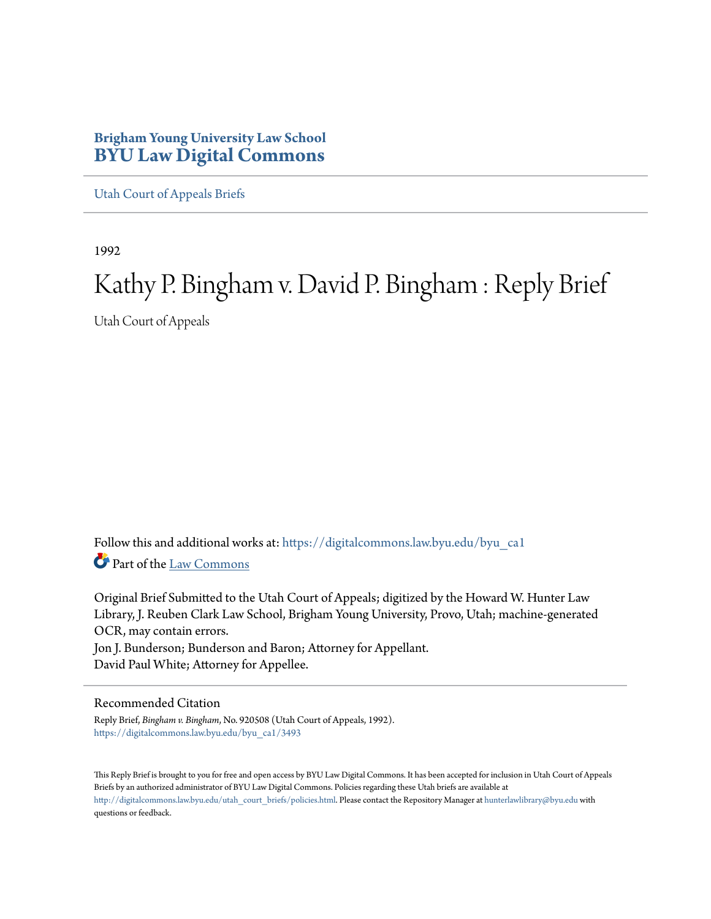# Brigham Young University Law School
# BYU Law Digital Commons

Utah Court of Appeals Briefs

1992

# Kathy P. Bingham v. David P. Bingham : Reply Brief

Utah Court of Appeals

Follow this and additional works at: https://digitalcommons.law.byu.edu/byu_ca1

Part of the Law Commons

Original Brief Submitted to the Utah Court of Appeals; digitized by the Howard W. Hunter Law Library, J. Reuben Clark Law School, Brigham Young University, Provo, Utah; machine-generated OCR, may contain errors.
Jon J. Bunderson; Bunderson and Baron; Attorney for Appellant.
David Paul White; Attorney for Appellee.

## Recommended Citation

Reply Brief, *Bingham v. Bingham*, No. 920508 (Utah Court of Appeals, 1992).
https://digitalcommons.law.byu.edu/byu_ca1/3493

This Reply Brief is brought to you for free and open access by BYU Law Digital Commons. It has been accepted for inclusion in Utah Court of Appeals Briefs by an authorized administrator of BYU Law Digital Commons. Policies regarding these Utah briefs are available at http://digitalcommons.law.byu.edu/utah_court_briefs/policies.html. Please contact the Repository Manager at hunterlawlibrary@byu.edu with questions or feedback.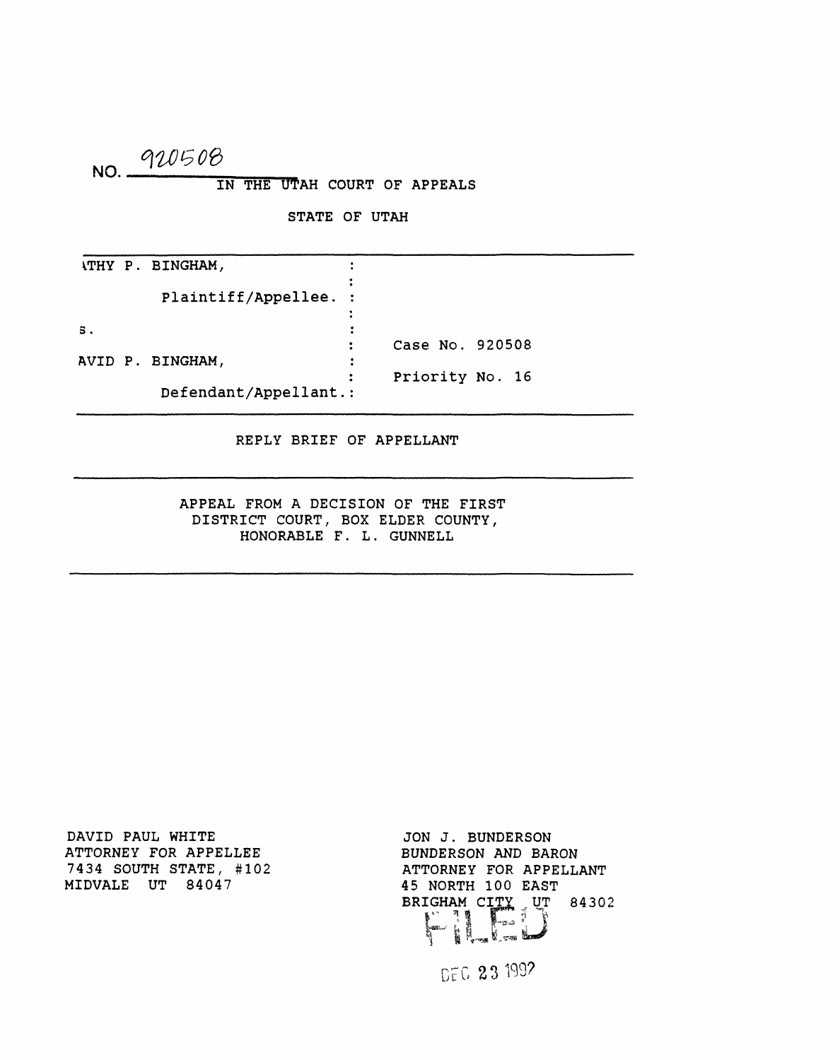NO. 920508

IN THE UTAH COURT OF APPEALS

STATE OF UTAH

| | | |
|---|---|---|
| ATHY P. BINGHAM, Plaintiff/Appellee. | : | |
| s. | : | Case No. 920508 |
| AVID P. BINGHAM, Defendant/Appellant. | : | Priority No. 16 |

---

REPLY BRIEF OF APPELLANT

---

APPEAL FROM A DECISION OF THE FIRST DISTRICT COURT, BOX ELDER COUNTY, HONORABLE F. L. GUNNELL

---

DAVID PAUL WHITE
ATTORNEY FOR APPELLEE
7434 SOUTH STATE, #102
MIDVALE UT 84047

JON J. BUNDERSON
BUNDERSON AND BARON
ATTORNEY FOR APPELLANT
45 NORTH 100 EAST
BRIGHAM CITY UT 84302

FILED

DEC 23 1992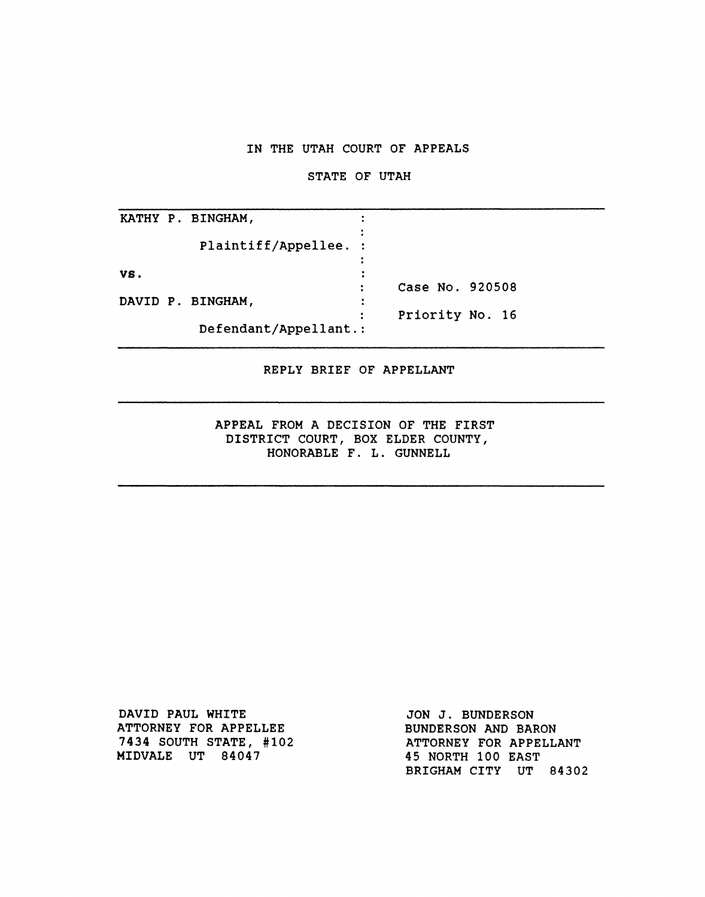IN THE UTAH COURT OF APPEALS

STATE OF UTAH

| | | |
|---|---|---|
| KATHY P. BINGHAM, Plaintiff/Appellee. | : | |
| vs. | : | Case No. 920508 |
| DAVID P. BINGHAM, Defendant/Appellant. | : | Priority No. 16 |

REPLY BRIEF OF APPELLANT

APPEAL FROM A DECISION OF THE FIRST DISTRICT COURT, BOX ELDER COUNTY, HONORABLE F. L. GUNNELL

DAVID PAUL WHITE
ATTORNEY FOR APPELLEE
7434 SOUTH STATE, #102
MIDVALE UT 84047

JON J. BUNDERSON
BUNDERSON AND BARON
ATTORNEY FOR APPELLANT
45 NORTH 100 EAST
BRIGHAM CITY UT 84302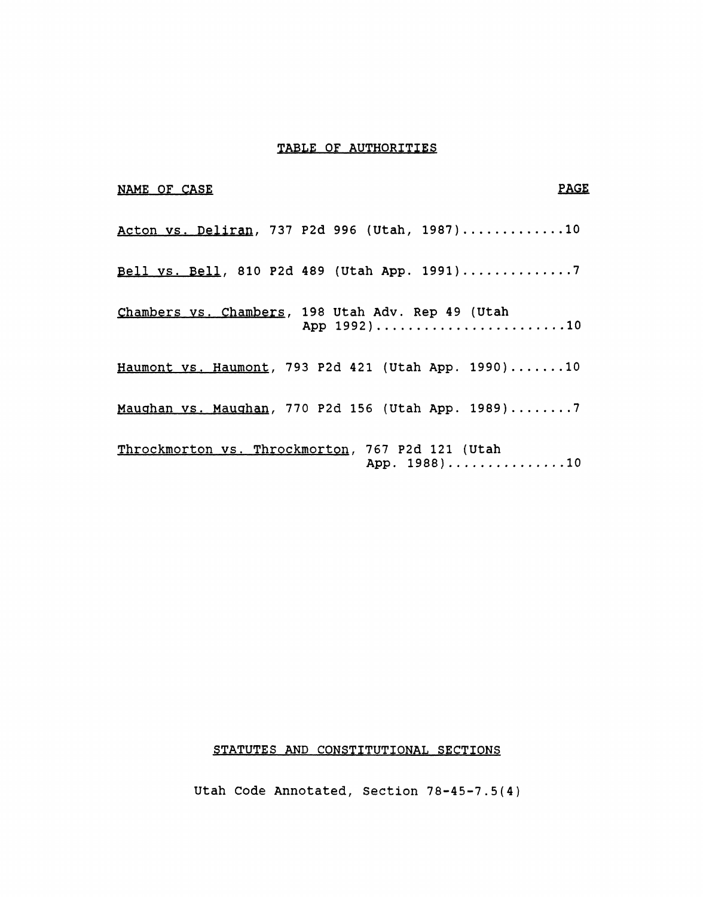## TABLE OF AUTHORITIES

| NAME OF CASE | PAGE |
| --- | --- |
| Acton vs. Deliran, 737 P2d 996 (Utah, 1987) | 10 |
| Bell vs. Bell, 810 P2d 489 (Utah App. 1991) | 7 |
| Chambers vs. Chambers, 198 Utah Adv. Rep 49 (Utah App 1992) | 10 |
| Haumont vs. Haumont, 793 P2d 421 (Utah App. 1990) | 10 |
| Maughan vs. Maughan, 770 P2d 156 (Utah App. 1989) | 7 |
| Throckmorton vs. Throckmorton, 767 P2d 121 (Utah App. 1988) | 10 |

## STATUTES AND CONSTITUTIONAL SECTIONS

Utah Code Annotated, Section 78-45-7.5(4)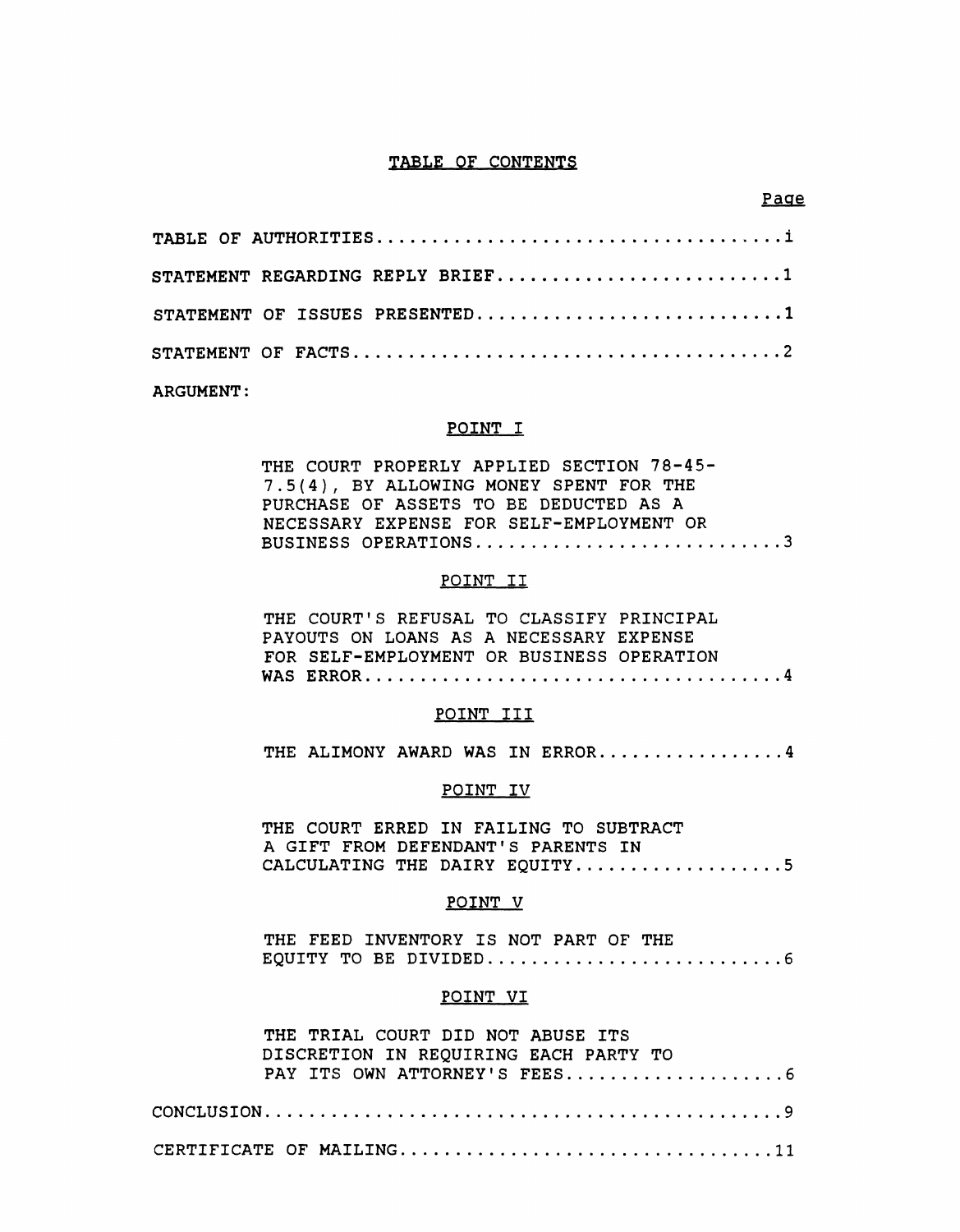## TABLE OF CONTENTS

| | Page |
|---|---|
| TABLE OF AUTHORITIES | i |
| STATEMENT REGARDING REPLY BRIEF | 1 |
| STATEMENT OF ISSUES PRESENTED | 1 |
| STATEMENT OF FACTS | 2 |
| ARGUMENT: | |
| POINT I | |
| THE COURT PROPERLY APPLIED SECTION 78-45-7.5(4), BY ALLOWING MONEY SPENT FOR THE PURCHASE OF ASSETS TO BE DEDUCTED AS A NECESSARY EXPENSE FOR SELF-EMPLOYMENT OR BUSINESS OPERATIONS | 3 |
| POINT II | |
| THE COURT'S REFUSAL TO CLASSIFY PRINCIPAL PAYOUTS ON LOANS AS A NECESSARY EXPENSE FOR SELF-EMPLOYMENT OR BUSINESS OPERATION WAS ERROR | 4 |
| POINT III | |
| THE ALIMONY AWARD WAS IN ERROR | 4 |
| POINT IV | |
| THE COURT ERRED IN FAILING TO SUBTRACT A GIFT FROM DEFENDANT'S PARENTS IN CALCULATING THE DAIRY EQUITY | 5 |
| POINT V | |
| THE FEED INVENTORY IS NOT PART OF THE EQUITY TO BE DIVIDED | 6 |
| POINT VI | |
| THE TRIAL COURT DID NOT ABUSE ITS DISCRETION IN REQUIRING EACH PARTY TO PAY ITS OWN ATTORNEY'S FEES | 6 |
| CONCLUSION | 9 |
| CERTIFICATE OF MAILING | 11 |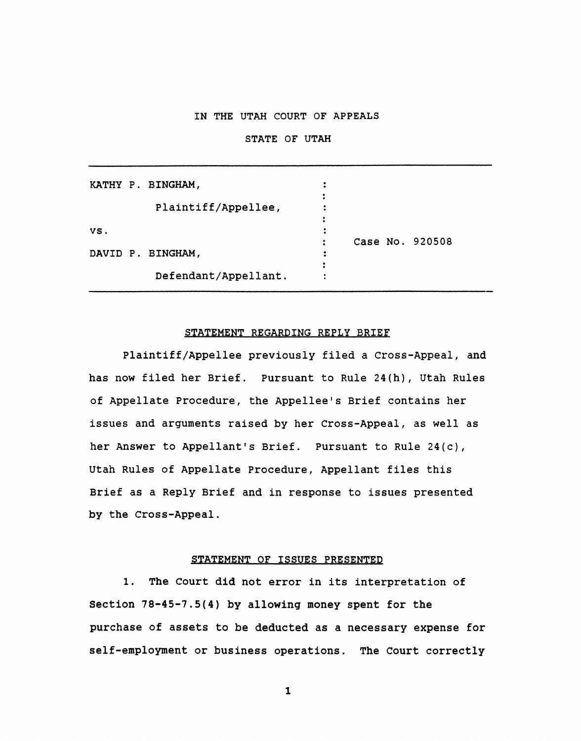IN THE UTAH COURT OF APPEALS

STATE OF UTAH

| | | |
|---|---|---|
| KATHY P. BINGHAM, Plaintiff/Appellee, vs. DAVID P. BINGHAM, Defendant/Appellant. | : | Case No. 920508 |

## STATEMENT REGARDING REPLY BRIEF

Plaintiff/Appellee previously filed a Cross-Appeal, and has now filed her Brief. Pursuant to Rule 24(h), Utah Rules of Appellate Procedure, the Appellee's Brief contains her issues and arguments raised by her Cross-Appeal, as well as her Answer to Appellant's Brief. Pursuant to Rule 24(c), Utah Rules of Appellate Procedure, Appellant files this Brief as a Reply Brief and in response to issues presented by the Cross-Appeal.

## STATEMENT OF ISSUES PRESENTED

1. The Court did not error in its interpretation of Section 78-45-7.5(4) by allowing money spent for the purchase of assets to be deducted as a necessary expense for self-employment or business operations. The Court correctly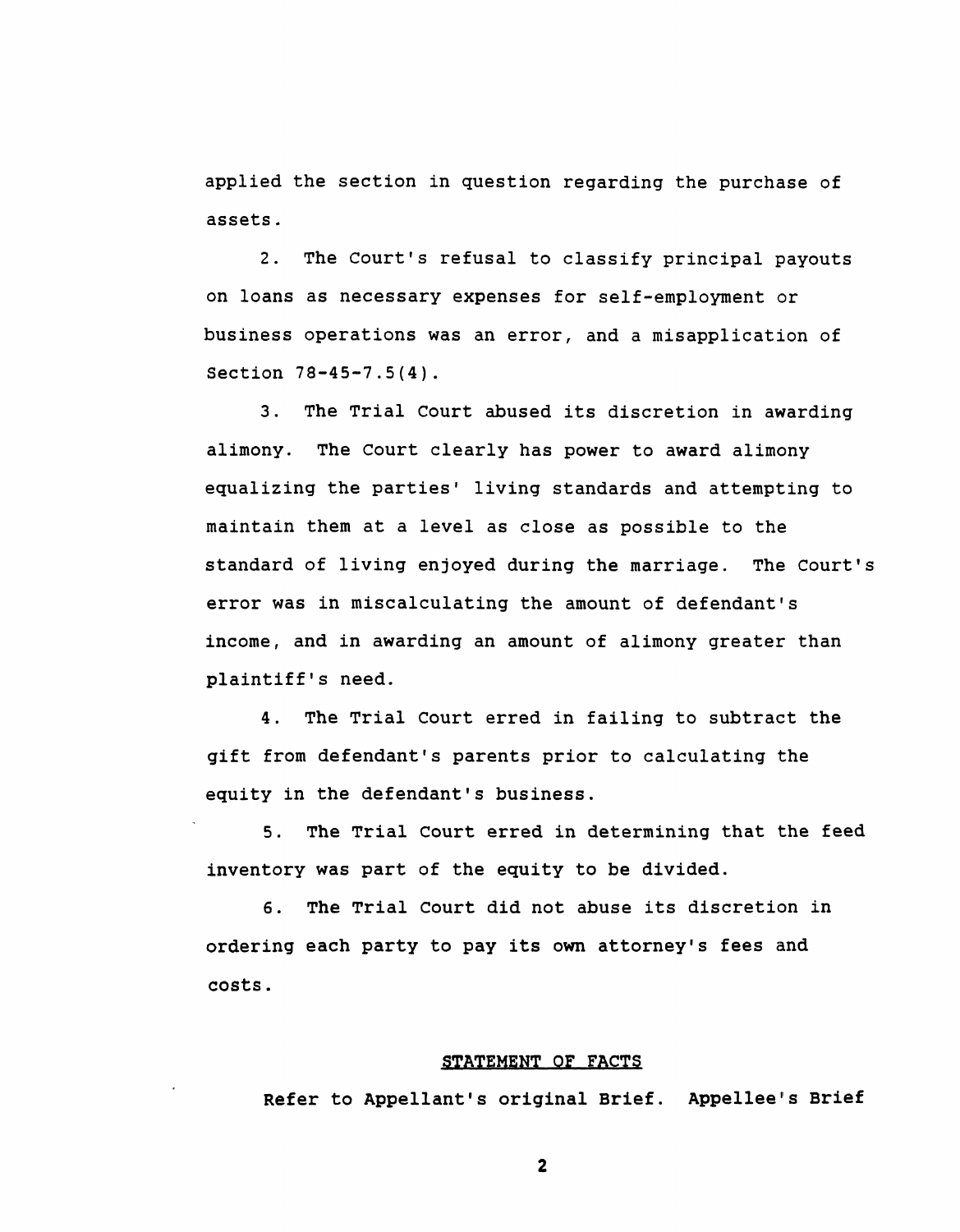applied the section in question regarding the purchase of assets.

2. The Court's refusal to classify principal payouts on loans as necessary expenses for self-employment or business operations was an error, and a misapplication of Section 78-45-7.5(4).

3. The Trial Court abused its discretion in awarding alimony. The Court clearly has power to award alimony equalizing the parties' living standards and attempting to maintain them at a level as close as possible to the standard of living enjoyed during the marriage. The Court's error was in miscalculating the amount of defendant's income, and in awarding an amount of alimony greater than plaintiff's need.

4. The Trial Court erred in failing to subtract the gift from defendant's parents prior to calculating the equity in the defendant's business.

5. The Trial Court erred in determining that the feed inventory was part of the equity to be divided.

6. The Trial Court did not abuse its discretion in ordering each party to pay its own attorney's fees and costs.

## STATEMENT OF FACTS

Refer to Appellant's original Brief. Appellee's Brief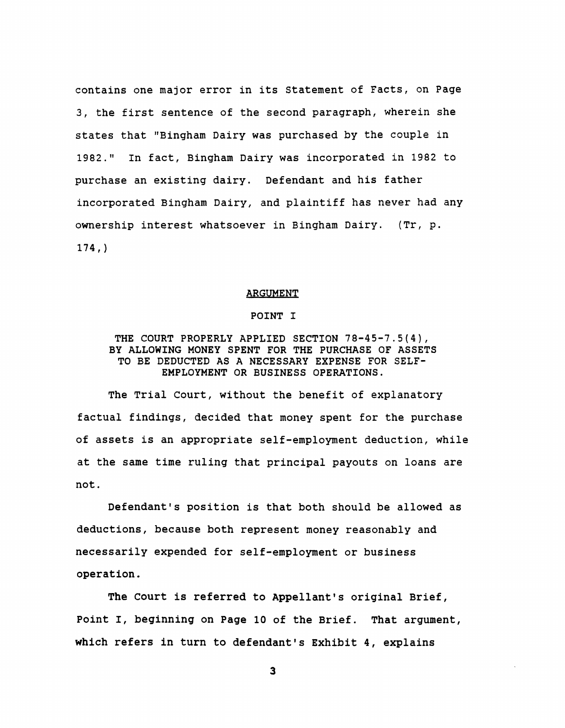contains one major error in its Statement of Facts, on Page 3, the first sentence of the second paragraph, wherein she states that "Bingham Dairy was purchased by the couple in 1982." In fact, Bingham Dairy was incorporated in 1982 to purchase an existing dairy. Defendant and his father incorporated Bingham Dairy, and plaintiff has never had any ownership interest whatsoever in Bingham Dairy. (Tr, p. 174,)

## ARGUMENT

### POINT I

### THE COURT PROPERLY APPLIED SECTION 78-45-7.5(4), BY ALLOWING MONEY SPENT FOR THE PURCHASE OF ASSETS TO BE DEDUCTED AS A NECESSARY EXPENSE FOR SELF-EMPLOYMENT OR BUSINESS OPERATIONS.

The Trial Court, without the benefit of explanatory factual findings, decided that money spent for the purchase of assets is an appropriate self-employment deduction, while at the same time ruling that principal payouts on loans are not.

Defendant's position is that both should be allowed as deductions, because both represent money reasonably and necessarily expended for self-employment or business operation.

The Court is referred to Appellant's original Brief, Point I, beginning on Page 10 of the Brief. That argument, which refers in turn to defendant's Exhibit 4, explains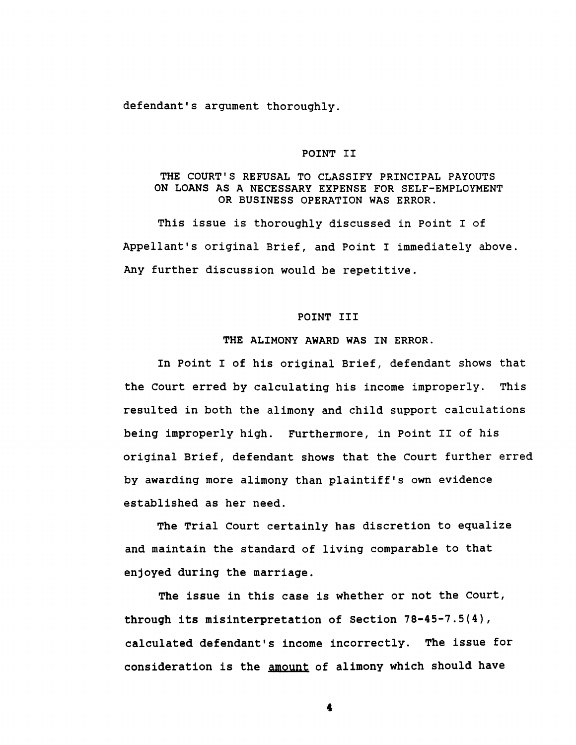defendant's argument thoroughly.

## POINT II

**THE COURT'S REFUSAL TO CLASSIFY PRINCIPAL PAYOUTS ON LOANS AS A NECESSARY EXPENSE FOR SELF-EMPLOYMENT OR BUSINESS OPERATION WAS ERROR.**

This issue is thoroughly discussed in Point I of Appellant's original Brief, and Point I immediately above. Any further discussion would be repetitive.

## POINT III

**THE ALIMONY AWARD WAS IN ERROR.**

In Point I of his original Brief, defendant shows that the Court erred by calculating his income improperly. This resulted in both the alimony and child support calculations being improperly high. Furthermore, in Point II of his original Brief, defendant shows that the Court further erred by awarding more alimony than plaintiff's own evidence established as her need.

The Trial Court certainly has discretion to equalize and maintain the standard of living comparable to that enjoyed during the marriage.

The issue in this case is whether or not the Court, through its misinterpretation of Section 78-45-7.5(4), calculated defendant's income incorrectly. The issue for consideration is the amount of alimony which should have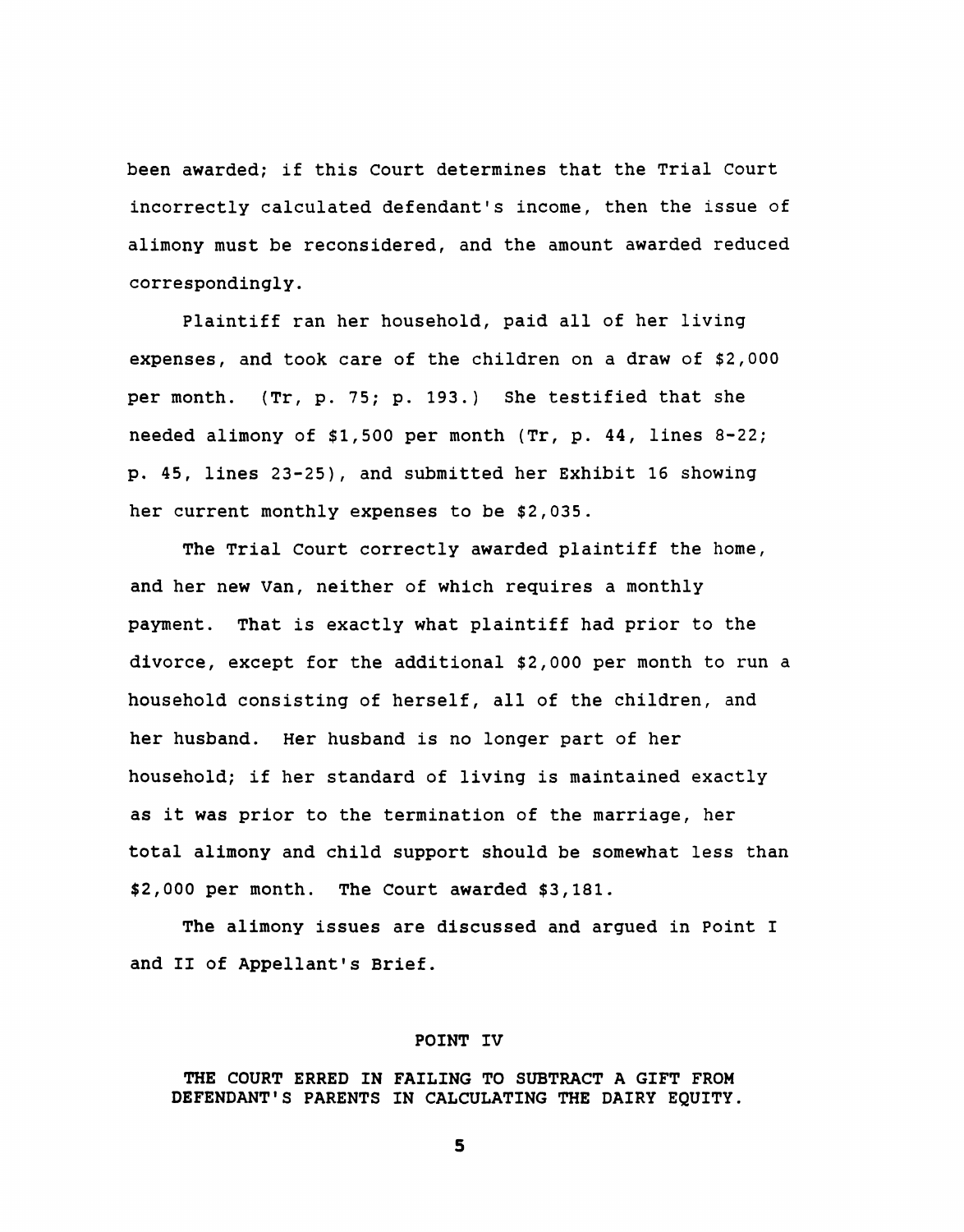been awarded; if this Court determines that the Trial Court incorrectly calculated defendant's income, then the issue of alimony must be reconsidered, and the amount awarded reduced correspondingly.

Plaintiff ran her household, paid all of her living expenses, and took care of the children on a draw of $2,000 per month. (Tr, p. 75; p. 193.) She testified that she needed alimony of $1,500 per month (Tr, p. 44, lines 8-22; p. 45, lines 23-25), and submitted her Exhibit 16 showing her current monthly expenses to be $2,035.

The Trial Court correctly awarded plaintiff the home, and her new Van, neither of which requires a monthly payment. That is exactly what plaintiff had prior to the divorce, except for the additional $2,000 per month to run a household consisting of herself, all of the children, and her husband. Her husband is no longer part of her household; if her standard of living is maintained exactly as it was prior to the termination of the marriage, her total alimony and child support should be somewhat less than $2,000 per month. The Court awarded $3,181.

The alimony issues are discussed and argued in Point I and II of Appellant's Brief.

## POINT IV

**THE COURT ERRED IN FAILING TO SUBTRACT A GIFT FROM DEFENDANT'S PARENTS IN CALCULATING THE DAIRY EQUITY.**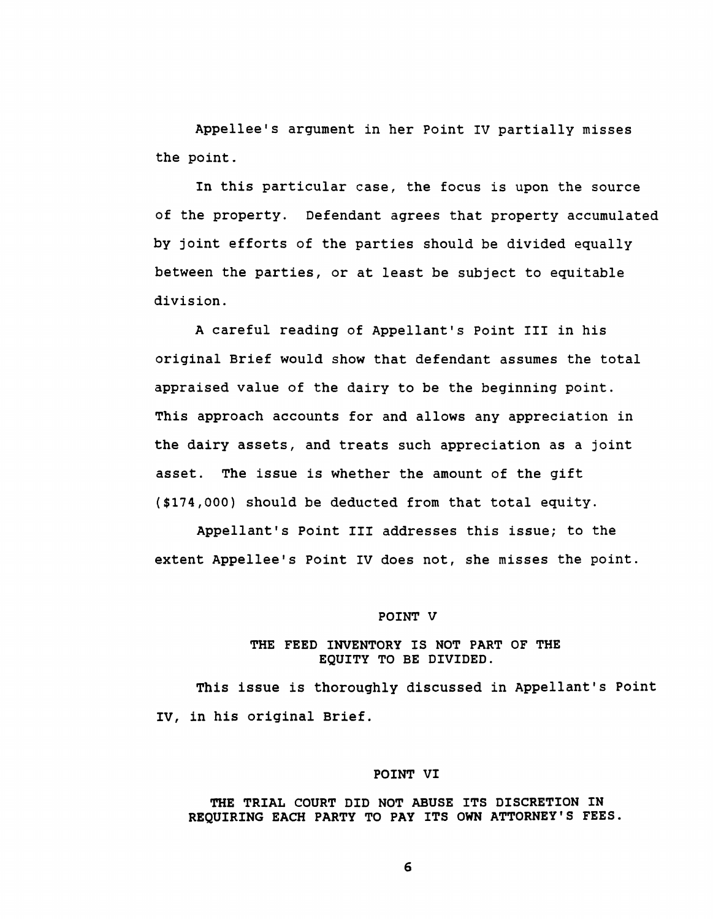Appellee's argument in her Point IV partially misses the point.

In this particular case, the focus is upon the source of the property. Defendant agrees that property accumulated by joint efforts of the parties should be divided equally between the parties, or at least be subject to equitable division.

A careful reading of Appellant's Point III in his original Brief would show that defendant assumes the total appraised value of the dairy to be the beginning point. This approach accounts for and allows any appreciation in the dairy assets, and treats such appreciation as a joint asset. The issue is whether the amount of the gift ($174,000) should be deducted from that total equity.

Appellant's Point III addresses this issue; to the extent Appellee's Point IV does not, she misses the point.

## POINT V

### THE FEED INVENTORY IS NOT PART OF THE EQUITY TO BE DIVIDED.

This issue is thoroughly discussed in Appellant's Point IV, in his original Brief.

## POINT VI

### THE TRIAL COURT DID NOT ABUSE ITS DISCRETION IN REQUIRING EACH PARTY TO PAY ITS OWN ATTORNEY'S FEES.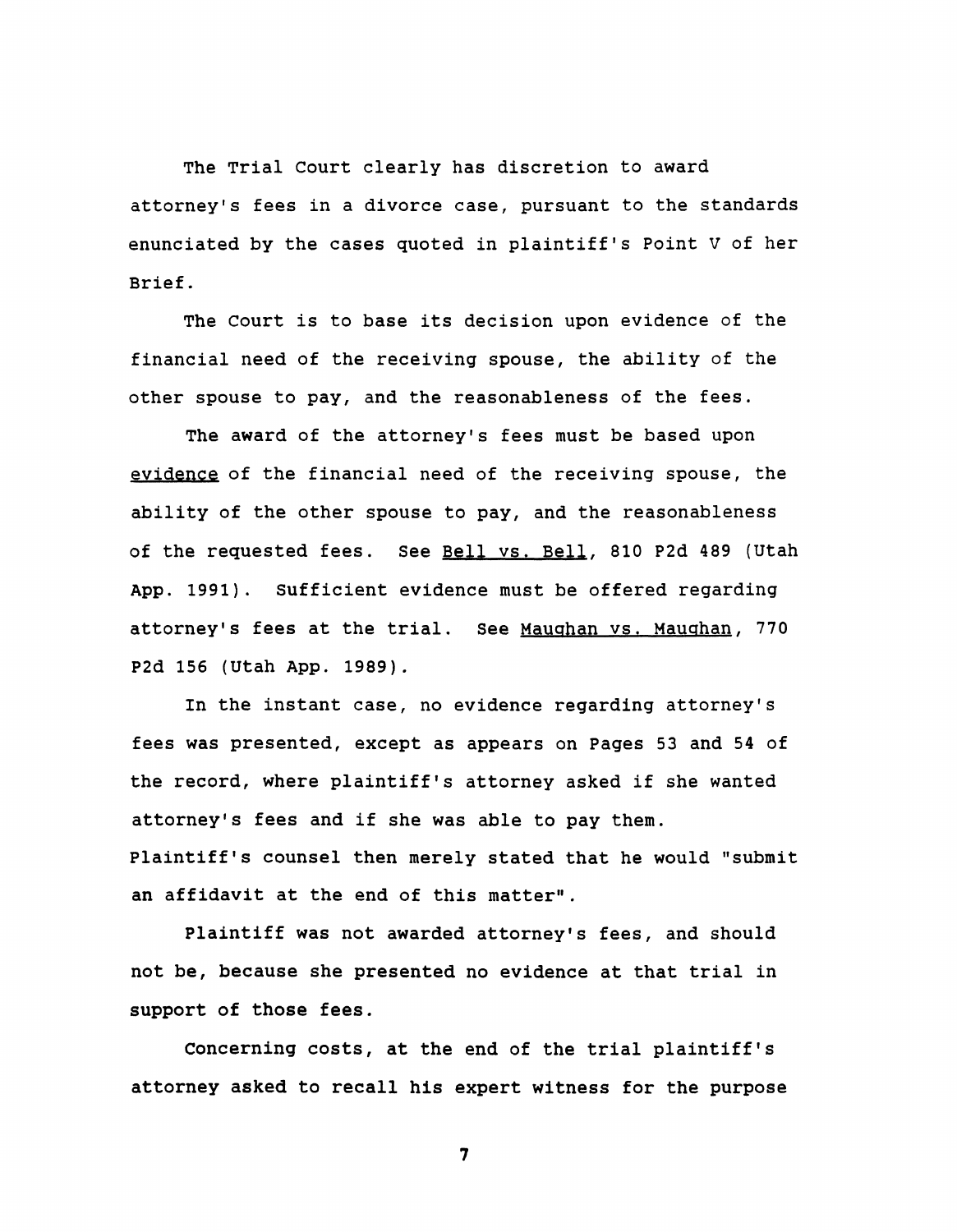The Trial Court clearly has discretion to award attorney's fees in a divorce case, pursuant to the standards enunciated by the cases quoted in plaintiff's Point V of her Brief.

The Court is to base its decision upon evidence of the financial need of the receiving spouse, the ability of the other spouse to pay, and the reasonableness of the fees.

The award of the attorney's fees must be based upon <u>evidence</u> of the financial need of the receiving spouse, the ability of the other spouse to pay, and the reasonableness of the requested fees. See <u>Bell vs. Bell</u>, 810 P2d 489 (Utah App. 1991). Sufficient evidence must be offered regarding attorney's fees at the trial. See <u>Maughan vs. Maughan</u>, 770 P2d 156 (Utah App. 1989).

In the instant case, no evidence regarding attorney's fees was presented, except as appears on Pages 53 and 54 of the record, where plaintiff's attorney asked if she wanted attorney's fees and if she was able to pay them. Plaintiff's counsel then merely stated that he would "submit an affidavit at the end of this matter".

Plaintiff was not awarded attorney's fees, and should not be, because she presented no evidence at that trial in support of those fees.

Concerning costs, at the end of the trial plaintiff's attorney asked to recall his expert witness for the purpose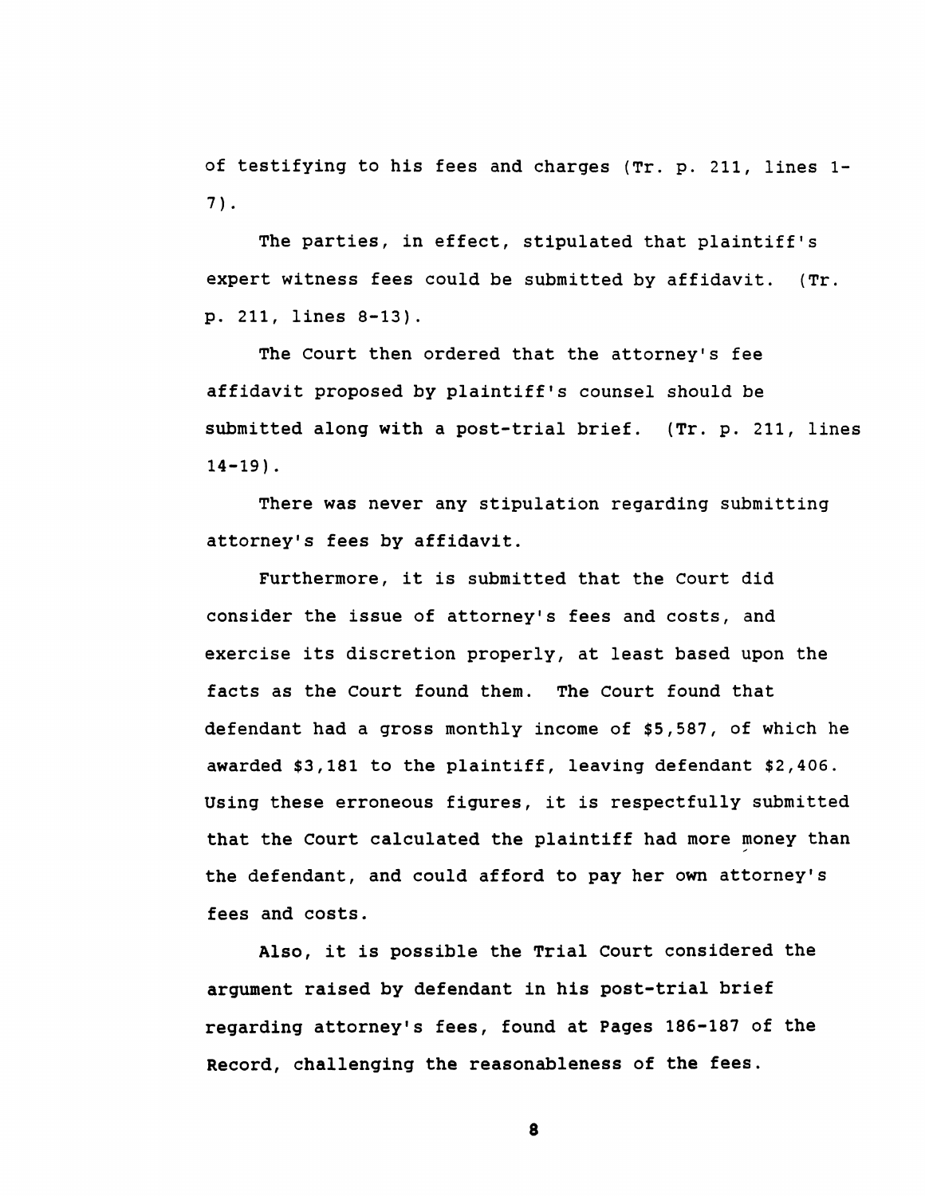of testifying to his fees and charges (Tr. p. 211, lines 1-7).

The parties, in effect, stipulated that plaintiff's expert witness fees could be submitted by affidavit. (Tr. p. 211, lines 8-13).

The Court then ordered that the attorney's fee affidavit proposed by plaintiff's counsel should be submitted along with a post-trial brief. (Tr. p. 211, lines 14-19).

There was never any stipulation regarding submitting attorney's fees by affidavit.

Furthermore, it is submitted that the Court did consider the issue of attorney's fees and costs, and exercise its discretion properly, at least based upon the facts as the Court found them. The Court found that defendant had a gross monthly income of $5,587, of which he awarded $3,181 to the plaintiff, leaving defendant $2,406. Using these erroneous figures, it is respectfully submitted that the Court calculated the plaintiff had more money than the defendant, and could afford to pay her own attorney's fees and costs.

Also, it is possible the Trial Court considered the argument raised by defendant in his post-trial brief regarding attorney's fees, found at Pages 186-187 of the Record, challenging the reasonableness of the fees.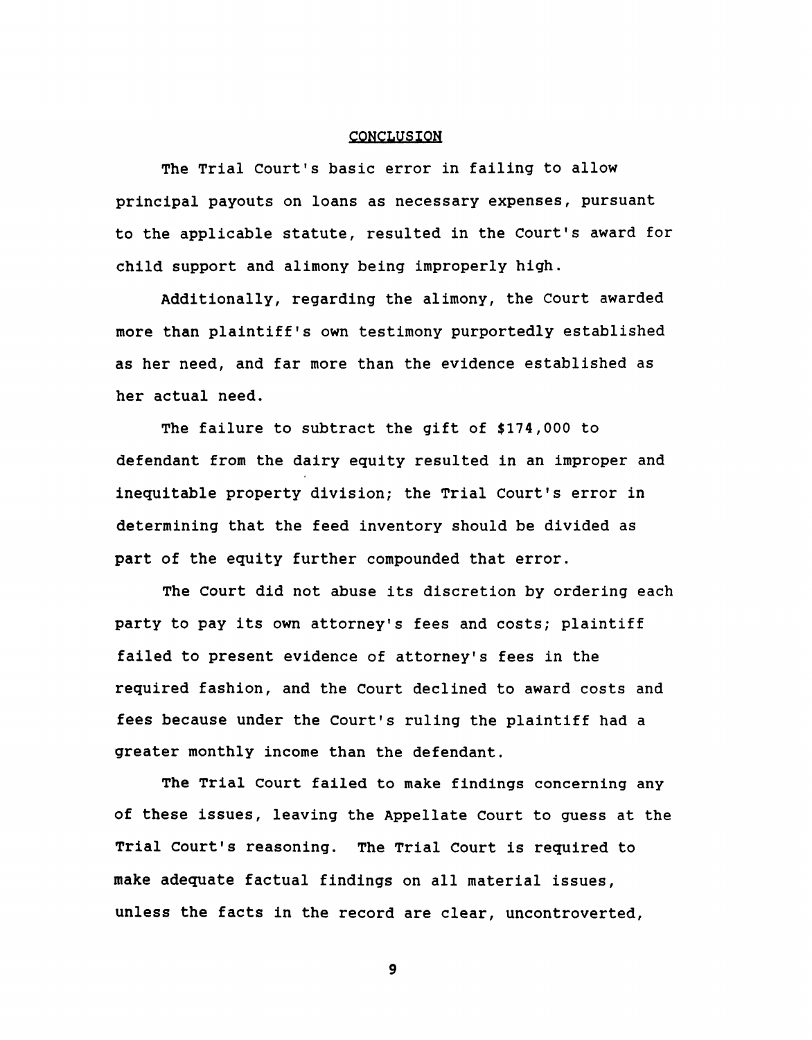## CONCLUSION

The Trial Court's basic error in failing to allow principal payouts on loans as necessary expenses, pursuant to the applicable statute, resulted in the Court's award for child support and alimony being improperly high.

Additionally, regarding the alimony, the Court awarded more than plaintiff's own testimony purportedly established as her need, and far more than the evidence established as her actual need.

The failure to subtract the gift of $174,000 to defendant from the dairy equity resulted in an improper and inequitable property division; the Trial Court's error in determining that the feed inventory should be divided as part of the equity further compounded that error.

The Court did not abuse its discretion by ordering each party to pay its own attorney's fees and costs; plaintiff failed to present evidence of attorney's fees in the required fashion, and the Court declined to award costs and fees because under the Court's ruling the plaintiff had a greater monthly income than the defendant.

The Trial Court failed to make findings concerning any of these issues, leaving the Appellate Court to guess at the Trial Court's reasoning. The Trial Court is required to make adequate factual findings on all material issues, unless the facts in the record are clear, uncontroverted,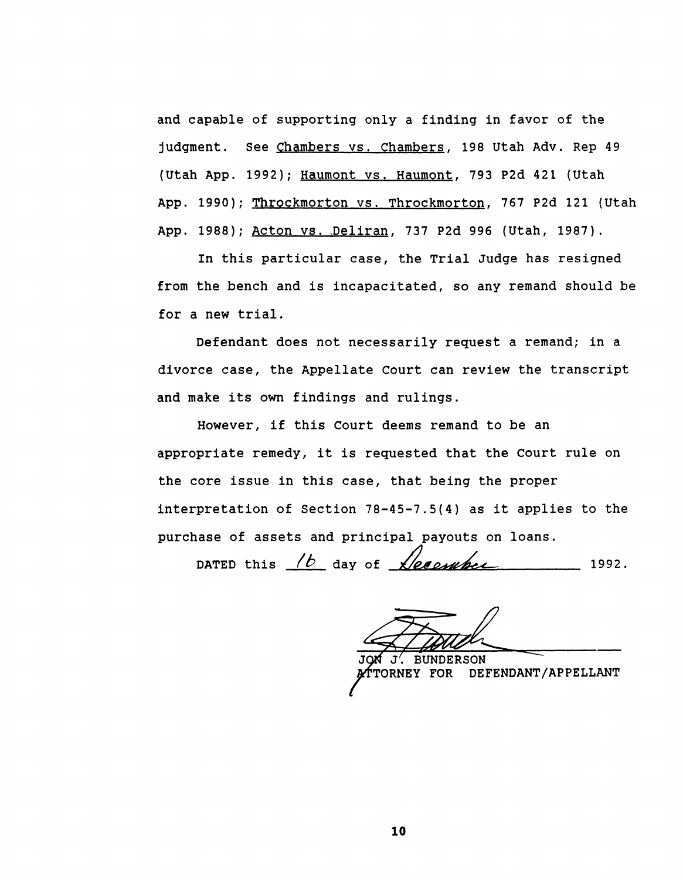and capable of supporting only a finding in favor of the judgment. See Chambers vs. Chambers, 198 Utah Adv. Rep 49 (Utah App. 1992); Haumont vs. Haumont, 793 P2d 421 (Utah App. 1990); Throckmorton vs. Throckmorton, 767 P2d 121 (Utah App. 1988); Acton vs. Deliran, 737 P2d 996 (Utah, 1987).

In this particular case, the Trial Judge has resigned from the bench and is incapacitated, so any remand should be for a new trial.

Defendant does not necessarily request a remand; in a divorce case, the Appellate Court can review the transcript and make its own findings and rulings.

However, if this Court deems remand to be an appropriate remedy, it is requested that the Court rule on the core issue in this case, that being the proper interpretation of Section 78-45-7.5(4) as it applies to the purchase of assets and principal payouts on loans.

DATED this 16 day of December 1992.

JON J. BUNDERSON
ATTORNEY FOR DEFENDANT/APPELLANT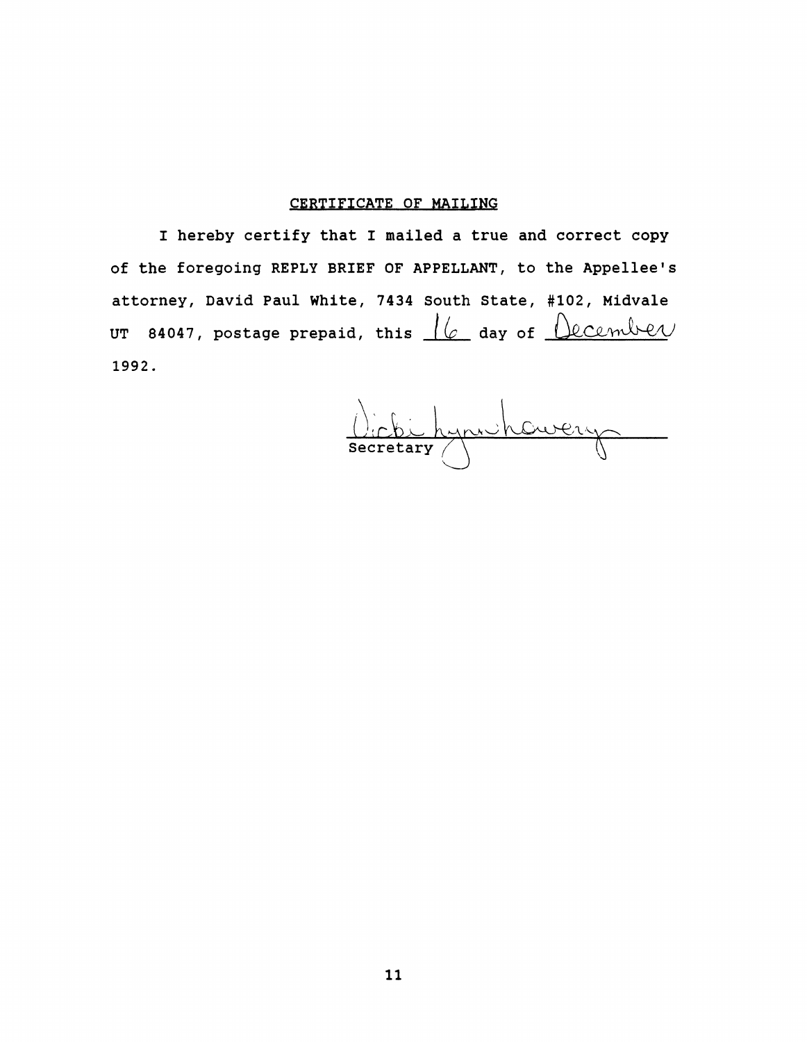## CERTIFICATE OF MAILING

I hereby certify that I mailed a true and correct copy of the foregoing REPLY BRIEF OF APPELLANT, to the Appellee's attorney, David Paul White, 7434 South State, #102, Midvale UT 84047, postage prepaid, this 16 day of December 1992.

Vicki Lynn Lowery

Secretary